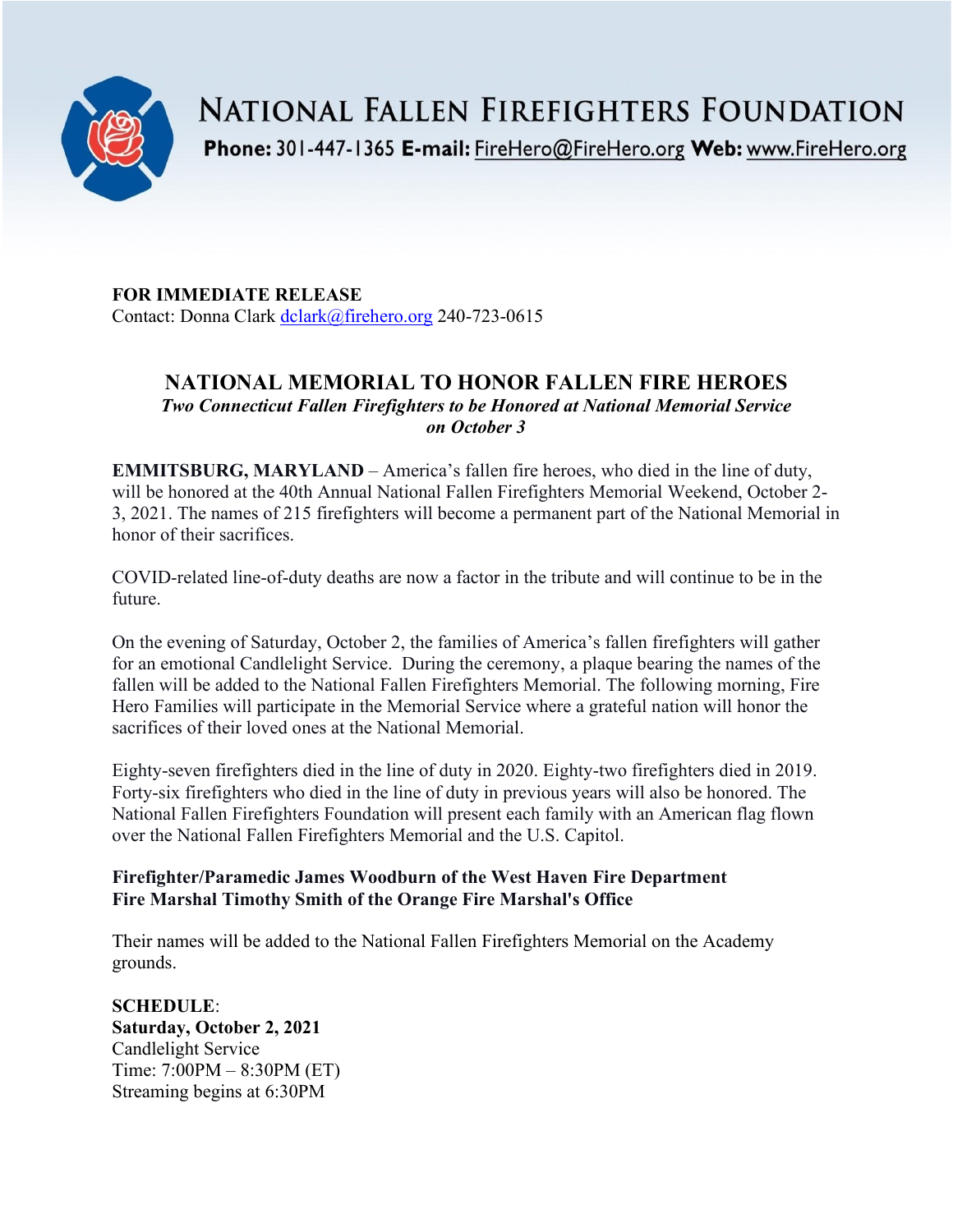# NATIONAL FALLEN FIREFIGHTERS FOUNDATION

**Phone:** 301-447-1365 **E-mail:** FireHero@FireHero.org **Web:** www.FireHero.org

**FOR IMMEDIATE RELEASE**
Contact: Donna Clark dclark@firehero.org 240-723-0615

## NATIONAL MEMORIAL TO HONOR FALLEN FIRE HEROES

***Two Connecticut Fallen Firefighters to be Honored at National Memorial Service on October 3***

**EMMITSBURG, MARYLAND** – America's fallen fire heroes, who died in the line of duty, will be honored at the 40th Annual National Fallen Firefighters Memorial Weekend, October 2-3, 2021. The names of 215 firefighters will become a permanent part of the National Memorial in honor of their sacrifices.

COVID-related line-of-duty deaths are now a factor in the tribute and will continue to be in the future.

On the evening of Saturday, October 2, the families of America's fallen firefighters will gather for an emotional Candlelight Service. During the ceremony, a plaque bearing the names of the fallen will be added to the National Fallen Firefighters Memorial. The following morning, Fire Hero Families will participate in the Memorial Service where a grateful nation will honor the sacrifices of their loved ones at the National Memorial.

Eighty-seven firefighters died in the line of duty in 2020. Eighty-two firefighters died in 2019. Forty-six firefighters who died in the line of duty in previous years will also be honored. The National Fallen Firefighters Foundation will present each family with an American flag flown over the National Fallen Firefighters Memorial and the U.S. Capitol.

**Firefighter/Paramedic James Woodburn of the West Haven Fire Department**
**Fire Marshal Timothy Smith of the Orange Fire Marshal's Office**

Their names will be added to the National Fallen Firefighters Memorial on the Academy grounds.

**SCHEDULE**:
**Saturday, October 2, 2021**
Candlelight Service
Time: 7:00PM – 8:30PM (ET)
Streaming begins at 6:30PM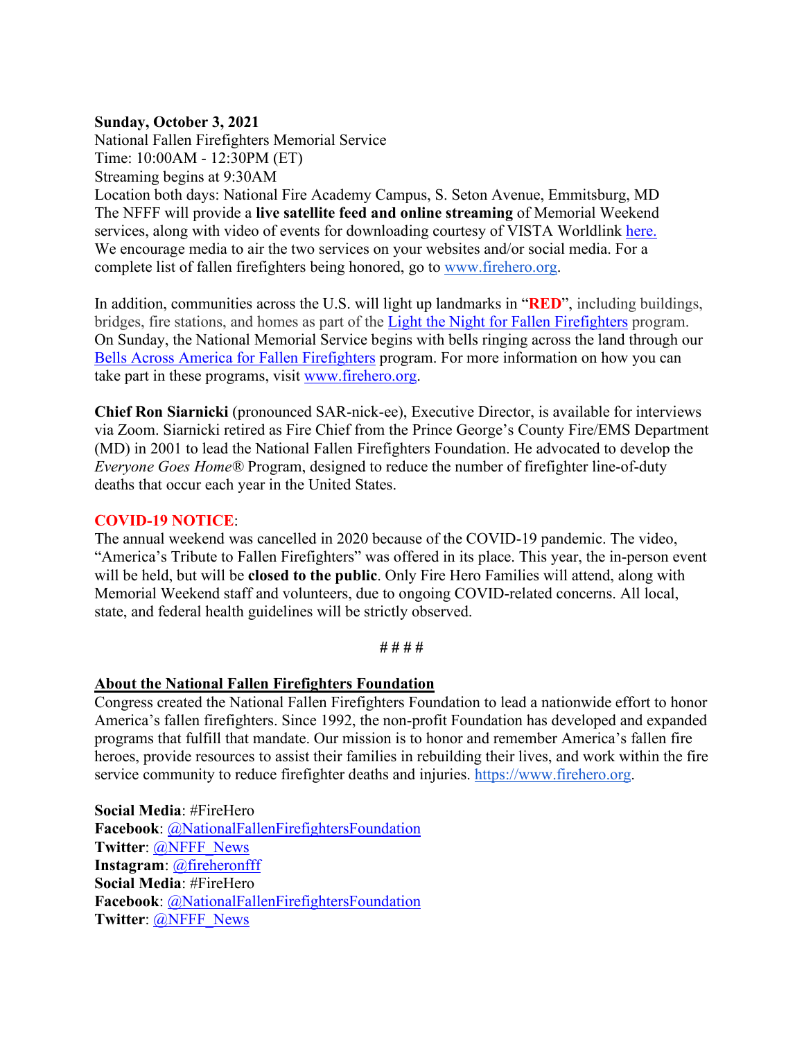**Sunday, October 3, 2021**
National Fallen Firefighters Memorial Service
Time: 10:00AM - 12:30PM (ET)
Streaming begins at 9:30AM
Location both days: National Fire Academy Campus, S. Seton Avenue, Emmitsburg, MD
The NFFF will provide a **live satellite feed and online streaming** of Memorial Weekend services, along with video of events for downloading courtesy of VISTA Worldlink here.
We encourage media to air the two services on your websites and/or social media. For a complete list of fallen firefighters being honored, go to www.firehero.org.

In addition, communities across the U.S. will light up landmarks in "**RED**", including buildings, bridges, fire stations, and homes as part of the Light the Night for Fallen Firefighters program.
On Sunday, the National Memorial Service begins with bells ringing across the land through our Bells Across America for Fallen Firefighters program. For more information on how you can take part in these programs, visit www.firehero.org.

**Chief Ron Siarnicki** (pronounced SAR-nick-ee), Executive Director, is available for interviews via Zoom. Siarnicki retired as Fire Chief from the Prince George's County Fire/EMS Department (MD) in 2001 to lead the National Fallen Firefighters Foundation. He advocated to develop the *Everyone Goes Home*® Program, designed to reduce the number of firefighter line-of-duty deaths that occur each year in the United States.

**COVID-19 NOTICE**:
The annual weekend was cancelled in 2020 because of the COVID-19 pandemic. The video, "America's Tribute to Fallen Firefighters" was offered in its place. This year, the in-person event will be held, but will be **closed to the public**. Only Fire Hero Families will attend, along with Memorial Weekend staff and volunteers, due to ongoing COVID-related concerns. All local, state, and federal health guidelines will be strictly observed.

# # # #

**About the National Fallen Firefighters Foundation**
Congress created the National Fallen Firefighters Foundation to lead a nationwide effort to honor America's fallen firefighters. Since 1992, the non-profit Foundation has developed and expanded programs that fulfill that mandate. Our mission is to honor and remember America's fallen fire heroes, provide resources to assist their families in rebuilding their lives, and work within the fire service community to reduce firefighter deaths and injuries. https://www.firehero.org.

**Social Media**: #FireHero
**Facebook**: @NationalFallenFirefightersFoundation
**Twitter**: @NFFF_News
**Instagram**: @fireheronfff
**Social Media**: #FireHero
**Facebook**: @NationalFallenFirefightersFoundation
**Twitter**: @NFFF_News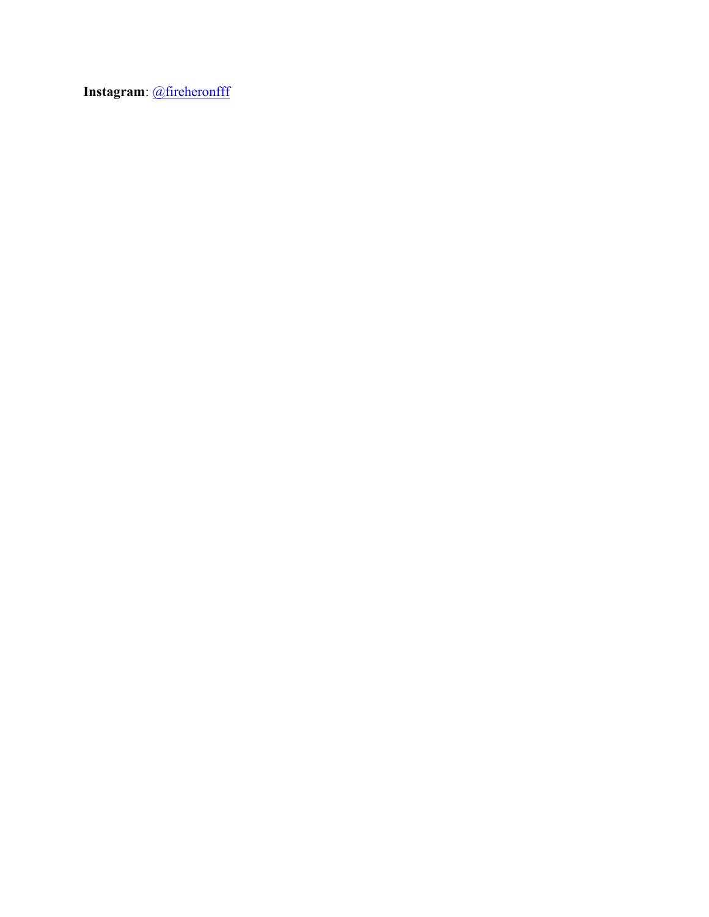**Instagram**: @fireheronfff